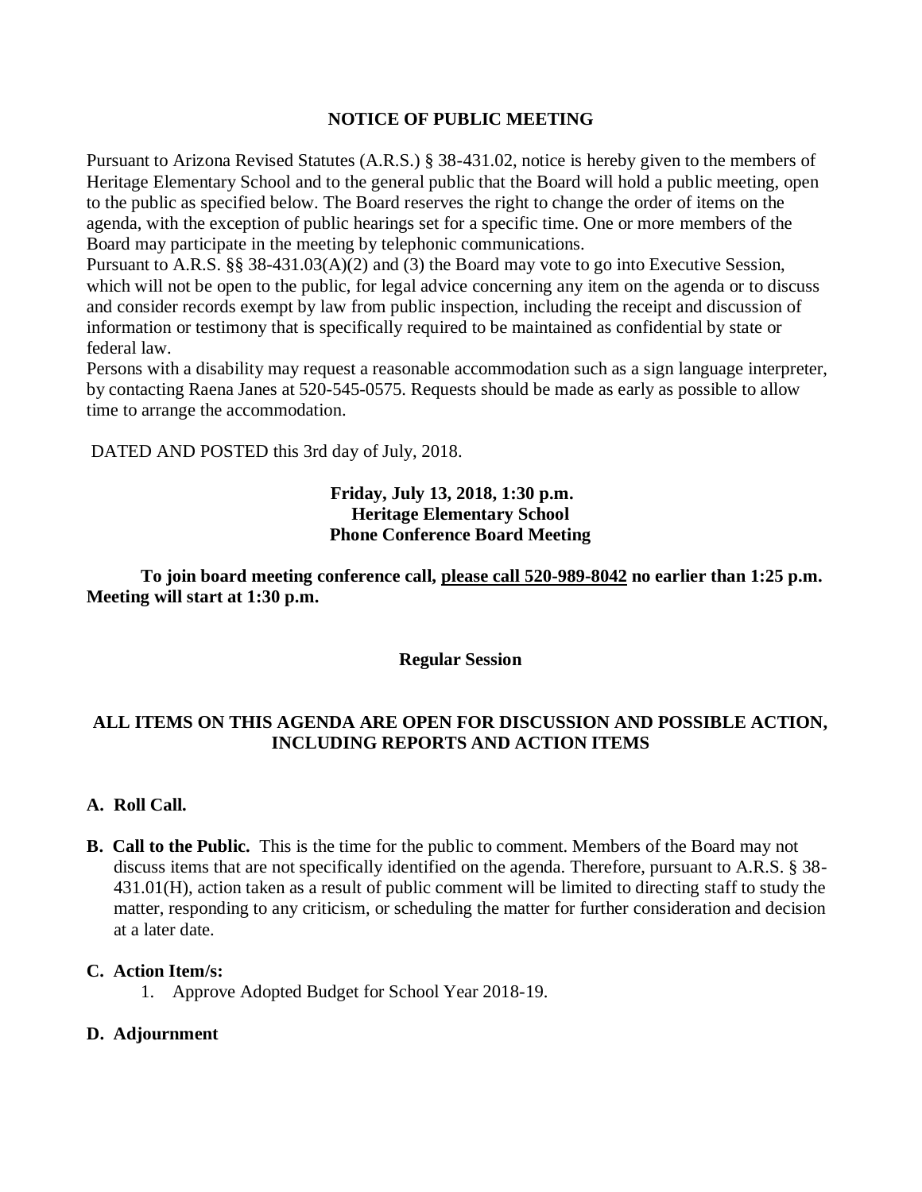# NOTICE OF PUBLIC MEETING

Pursuant to Arizona Revised Statutes (A.R.S.) § 38-431.02, notice is hereby given to the members of Heritage Elementary School and to the general public that the Board will hold a public meeting, open to the public as specified below. The Board reserves the right to change the order of items on the agenda, with the exception of public hearings set for a specific time. One or more members of the Board may participate in the meeting by telephonic communications.

Pursuant to A.R.S. §§ 38-431.03(A)(2) and (3) the Board may vote to go into Executive Session, which will not be open to the public, for legal advice concerning any item on the agenda or to discuss and consider records exempt by law from public inspection, including the receipt and discussion of information or testimony that is specifically required to be maintained as confidential by state or federal law.

Persons with a disability may request a reasonable accommodation such as a sign language interpreter, by contacting Raena Janes at 520-545-0575. Requests should be made as early as possible to allow time to arrange the accommodation.

DATED AND POSTED this 3rd day of July, 2018.

**Friday, July 13, 2018, 1:30 p.m.**
**Heritage Elementary School**
**Phone Conference Board Meeting**

**To join board meeting conference call, <u>please call 520-989-8042</u> no earlier than 1:25 p.m. Meeting will start at 1:30 p.m.**

**Regular Session**

**ALL ITEMS ON THIS AGENDA ARE OPEN FOR DISCUSSION AND POSSIBLE ACTION, INCLUDING REPORTS AND ACTION ITEMS**

**A. Roll Call.**

**B. Call to the Public.** This is the time for the public to comment. Members of the Board may not discuss items that are not specifically identified on the agenda. Therefore, pursuant to A.R.S. § 38-431.01(H), action taken as a result of public comment will be limited to directing staff to study the matter, responding to any criticism, or scheduling the matter for further consideration and decision at a later date.

**C. Action Item/s:**

1. Approve Adopted Budget for School Year 2018-19.

**D. Adjournment**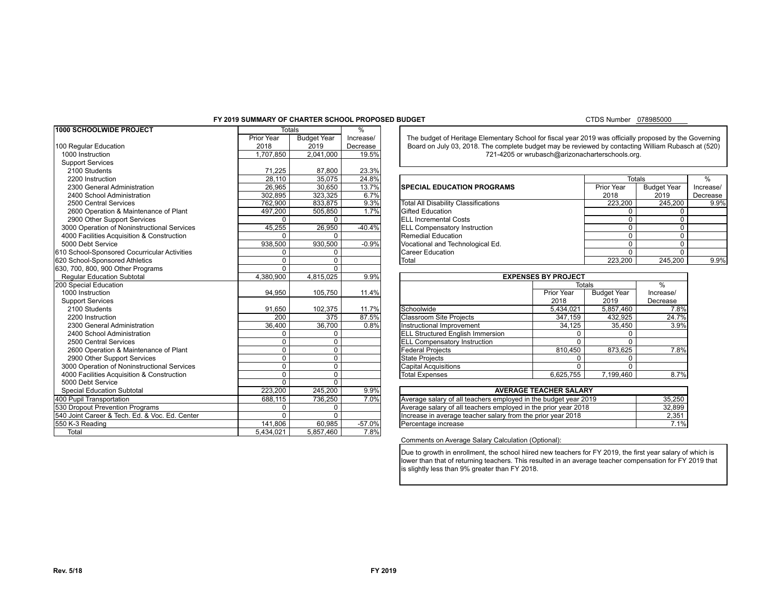## FY 2019 SUMMARY OF CHARTER SCHOOL PROPOSED BUDGET

CTDS Number 078985000

| 1000 SCHOOLWIDE PROJECT | Totals | | % |
|---|---|---|---|
| | Prior Year 2018 | Budget Year 2019 | Increase/ Decrease |
| 100 Regular Education | | | |
| 1000 Instruction | 1,707,850 | 2,041,000 | 19.5% |
| Support Services | | | |
| 2100 Students | 71,225 | 87,800 | 23.3% |
| 2200 Instruction | 28,110 | 35,075 | 24.8% |
| 2300 General Administration | 26,965 | 30,650 | 13.7% |
| 2400 School Administration | 302,895 | 323,325 | 6.7% |
| 2500 Central Services | 762,900 | 833,875 | 9.3% |
| 2600 Operation & Maintenance of Plant | 497,200 | 505,850 | 1.7% |
| 2900 Other Support Services | 0 | 0 | |
| 3000 Operation of Noninstructional Services | 45,255 | 26,950 | -40.4% |
| 4000 Facilities Acquisition & Construction | 0 | 0 | |
| 5000 Debt Service | 938,500 | 930,500 | -0.9% |
| 610 School-Sponsored Cocurricular Activities | 0 | 0 | |
| 620 School-Sponsored Athletics | 0 | 0 | |
| 630, 700, 800, 900 Other Programs | 0 | 0 | |
| Regular Education Subtotal | 4,380,900 | 4,815,025 | 9.9% |
| 200 Special Education | | | |
| 1000 Instruction | 94,950 | 105,750 | 11.4% |
| Support Services | | | |
| 2100 Students | 91,650 | 102,375 | 11.7% |
| 2200 Instruction | 200 | 375 | 87.5% |
| 2300 General Administration | 36,400 | 36,700 | 0.8% |
| 2400 School Administration | 0 | 0 | |
| 2500 Central Services | 0 | 0 | |
| 2600 Operation & Maintenance of Plant | 0 | 0 | |
| 2900 Other Support Services | 0 | 0 | |
| 3000 Operation of Noninstructional Services | 0 | 0 | |
| 4000 Facilities Acquisition & Construction | 0 | 0 | |
| 5000 Debt Service | 0 | 0 | |
| Special Education Subtotal | 223,200 | 245,200 | 9.9% |
| 400 Pupil Transportation | 688,115 | 736,250 | 7.0% |
| 530 Dropout Prevention Programs | 0 | 0 | |
| 540 Joint Career & Tech. Ed. & Voc. Ed. Center | 0 | 0 | |
| 550 K-3 Reading | 141,806 | 60,985 | -57.0% |
| Total | 5,434,021 | 5,857,460 | 7.8% |

The budget of Heritage Elementary School for fiscal year 2019 was officially proposed by the Governing Board on July 03, 2018. The complete budget may be reviewed by contacting William Rubasch at (520) 721-4205 or wrubasch@arizonacharterschools.org.

| SPECIAL EDUCATION PROGRAMS | Totals | | % |
|---|---|---|---|
| | Prior Year 2018 | Budget Year 2019 | Increase/ Decrease |
| Total All Disability Classifications | 223,200 | 245,200 | 9.9% |
| Gifted Education | 0 | 0 | |
| ELL Incremental Costs | 0 | 0 | |
| ELL Compensatory Instruction | 0 | 0 | |
| Remedial Education | 0 | 0 | |
| Vocational and Technological Ed. | 0 | 0 | |
| Career Education | 0 | 0 | |
| Total | 223,200 | 245,200 | 9.9% |

| EXPENSES BY PROJECT | Totals | | % |
|---|---|---|---|
| | Prior Year 2018 | Budget Year 2019 | Increase/ Decrease |
| Schoolwide | 5,434,021 | 5,857,460 | 7.8% |
| Classroom Site Projects | 347,159 | 432,925 | 24.7% |
| Instructional Improvement | 34,125 | 35,450 | 3.9% |
| ELL Structured English Immersion | 0 | 0 | |
| ELL Compensatory Instruction | 0 | 0 | |
| Federal Projects | 810,450 | 873,625 | 7.8% |
| State Projects | 0 | 0 | |
| Capital Acquisitions | 0 | 0 | |
| Total Expenses | 6,625,755 | 7,199,460 | 8.7% |

| AVERAGE TEACHER SALARY | |
|---|---|
| Average salary of all teachers employed in the budget year 2019 | 35,250 |
| Average salary of all teachers employed in the prior year 2018 | 32,899 |
| Increase in average teacher salary from the prior year 2018 | 2,351 |
| Percentage increase | 7.1% |

Comments on Average Salary Calculation (Optional):

Due to growth in enrollment, the school hiired new teachers for FY 2019, the first year salary of which is lower than that of returning teachers. This resulted in an average teacher compensation for FY 2019 that is slightly less than 9% greater than FY 2018.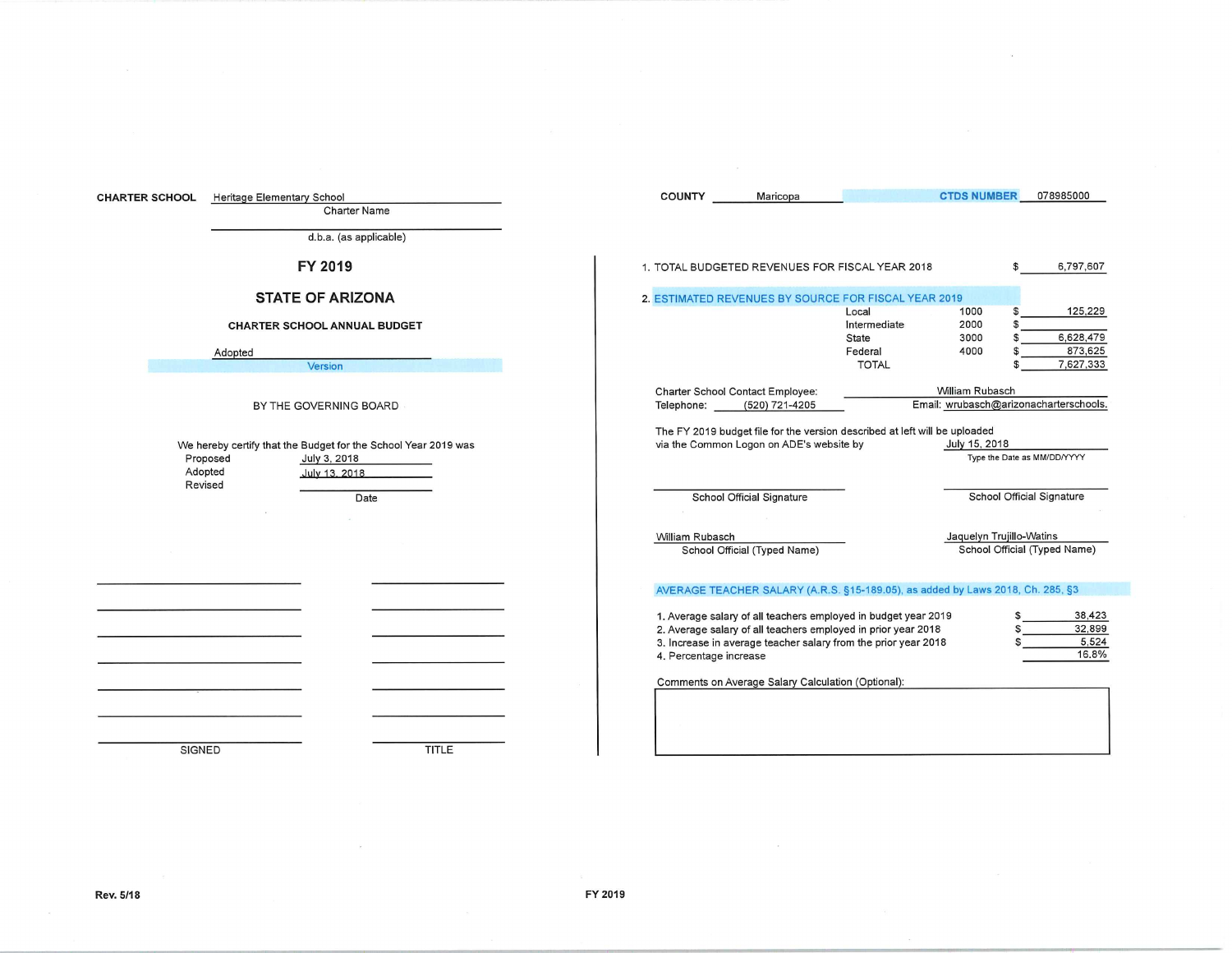**CHARTER SCHOOL** Heritage Elementary School

Charter Name

d.b.a. (as applicable)

## FY 2019

## STATE OF ARIZONA

### CHARTER SCHOOL ANNUAL BUDGET

Adopted

Version

BY THE GOVERNING BOARD

We hereby certify that the Budget for the School Year 2019 was

| | |
|---|---|
| Proposed | July 3, 2018 |
| Adopted | July 13, 2018 |
| Revised | |
| | Date |

| | |
|---|---|
| | |
| | |
| | |
| | |
| | |
| | |
| SIGNED | TITLE |

**COUNTY** Maricopa **CTDS NUMBER** 078985000

1. TOTAL BUDGETED REVENUES FOR FISCAL YEAR 2018 $ 6,797,607

2. ESTIMATED REVENUES BY SOURCE FOR FISCAL YEAR 2019

| | | | |
|---|---|---|---|
| Local | 1000 | $ | 125,229 |
| Intermediate | 2000 | $ | |
| State | 3000 | $ | 6,628,479 |
| Federal | 4000 | $ | 873,625 |
| TOTAL | | $ | 7,627,333 |

Charter School Contact Employee: William Rubasch

Telephone: (520) 721-4205 Email: wrubasch@arizonacharterschools.

The FY 2019 budget file for the version described at left will be uploaded via the Common Logon on ADE's website by July 15, 2018

Type the Date as MM/DD/YYYY

| | |
|---|---|
| School Official Signature | School Official Signature |
| William Rubasch | Jaquelyn Trujillo-Watins |
| School Official (Typed Name) | School Official (Typed Name) |

AVERAGE TEACHER SALARY (A.R.S. §15-189.05), as added by Laws 2018, Ch. 285, §3

| | | |
|---|---|---|
| 1. Average salary of all teachers employed in budget year 2019 | $ | 38,423 |
| 2. Average salary of all teachers employed in prior year 2018 | $ | 32,899 |
| 3. Increase in average teacher salary from the prior year 2018 | $ | 5,524 |
| 4. Percentage increase | | 16.8% |

Comments on Average Salary Calculation (Optional):